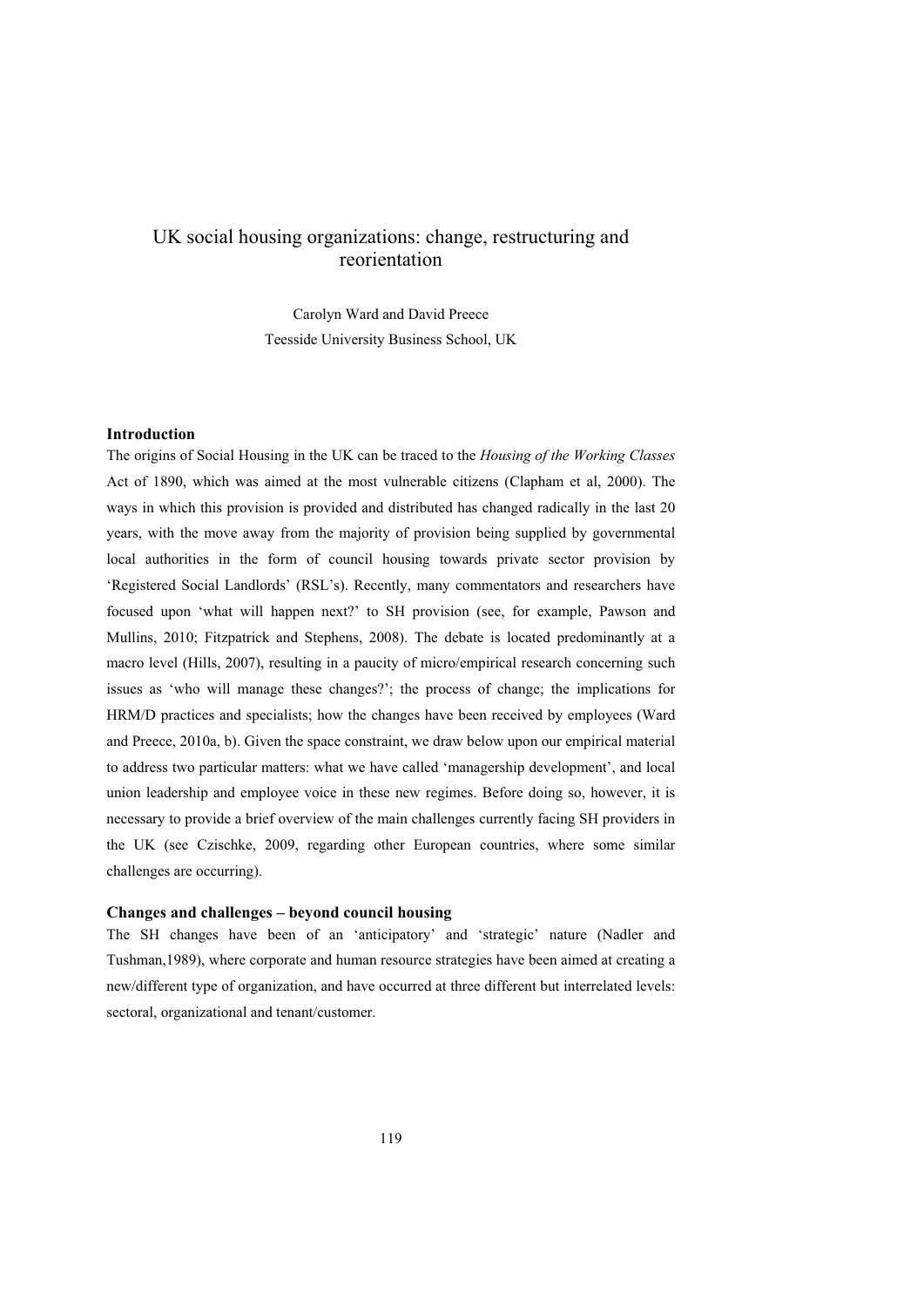# UK social housing organizations: change, restructuring and reorientation

Carolyn Ward and David Preece
Teesside University Business School, UK

## Introduction

The origins of Social Housing in the UK can be traced to the *Housing of the Working Classes* Act of 1890, which was aimed at the most vulnerable citizens (Clapham et al, 2000). The ways in which this provision is provided and distributed has changed radically in the last 20 years, with the move away from the majority of provision being supplied by governmental local authorities in the form of council housing towards private sector provision by 'Registered Social Landlords' (RSL's). Recently, many commentators and researchers have focused upon 'what will happen next?' to SH provision (see, for example, Pawson and Mullins, 2010; Fitzpatrick and Stephens, 2008). The debate is located predominantly at a macro level (Hills, 2007), resulting in a paucity of micro/empirical research concerning such issues as 'who will manage these changes?'; the process of change; the implications for HRM/D practices and specialists; how the changes have been received by employees (Ward and Preece, 2010a, b). Given the space constraint, we draw below upon our empirical material to address two particular matters: what we have called 'managership development', and local union leadership and employee voice in these new regimes. Before doing so, however, it is necessary to provide a brief overview of the main challenges currently facing SH providers in the UK (see Czischke, 2009, regarding other European countries, where some similar challenges are occurring).

## Changes and challenges – beyond council housing

The SH changes have been of an 'anticipatory' and 'strategic' nature (Nadler and Tushman,1989), where corporate and human resource strategies have been aimed at creating a new/different type of organization, and have occurred at three different but interrelated levels: sectoral, organizational and tenant/customer.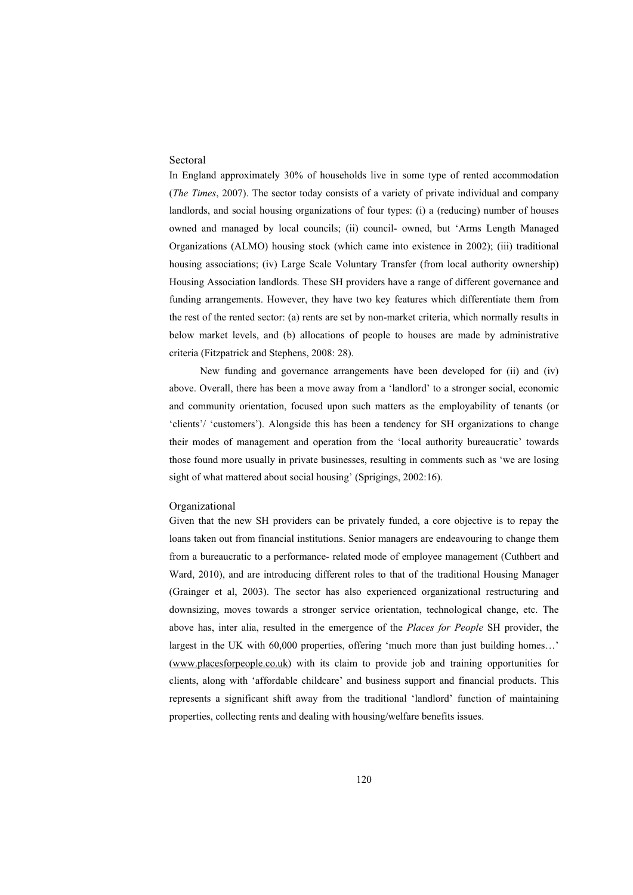### Sectoral

In England approximately 30% of households live in some type of rented accommodation (*The Times*, 2007). The sector today consists of a variety of private individual and company landlords, and social housing organizations of four types: (i) a (reducing) number of houses owned and managed by local councils; (ii) council- owned, but 'Arms Length Managed Organizations (ALMO) housing stock (which came into existence in 2002); (iii) traditional housing associations; (iv) Large Scale Voluntary Transfer (from local authority ownership) Housing Association landlords. These SH providers have a range of different governance and funding arrangements. However, they have two key features which differentiate them from the rest of the rented sector: (a) rents are set by non-market criteria, which normally results in below market levels, and (b) allocations of people to houses are made by administrative criteria (Fitzpatrick and Stephens, 2008: 28).

New funding and governance arrangements have been developed for (ii) and (iv) above. Overall, there has been a move away from a 'landlord' to a stronger social, economic and community orientation, focused upon such matters as the employability of tenants (or 'clients'/ 'customers'). Alongside this has been a tendency for SH organizations to change their modes of management and operation from the 'local authority bureaucratic' towards those found more usually in private businesses, resulting in comments such as 'we are losing sight of what mattered about social housing' (Sprigings, 2002:16).

### Organizational

Given that the new SH providers can be privately funded, a core objective is to repay the loans taken out from financial institutions. Senior managers are endeavouring to change them from a bureaucratic to a performance- related mode of employee management (Cuthbert and Ward, 2010), and are introducing different roles to that of the traditional Housing Manager (Grainger et al, 2003). The sector has also experienced organizational restructuring and downsizing, moves towards a stronger service orientation, technological change, etc. The above has, inter alia, resulted in the emergence of the *Places for People* SH provider, the largest in the UK with 60,000 properties, offering 'much more than just building homes…' (www.placesforpeople.co.uk) with its claim to provide job and training opportunities for clients, along with 'affordable childcare' and business support and financial products. This represents a significant shift away from the traditional 'landlord' function of maintaining properties, collecting rents and dealing with housing/welfare benefits issues.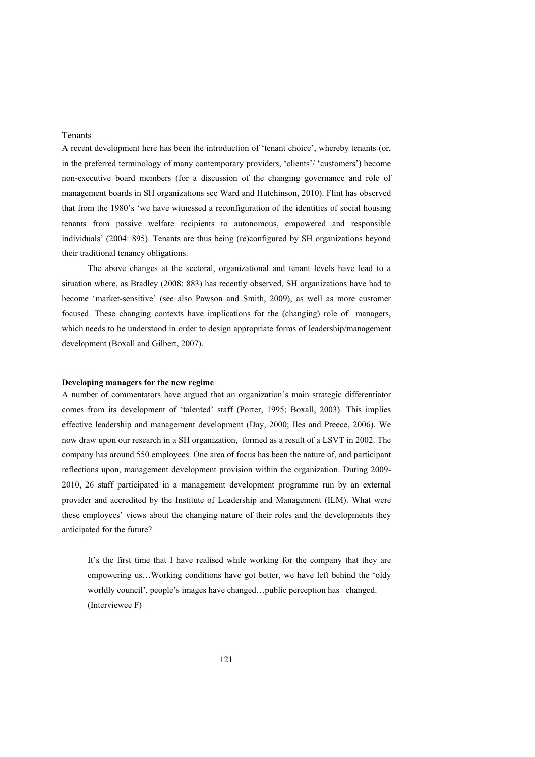Tenants

A recent development here has been the introduction of 'tenant choice', whereby tenants (or, in the preferred terminology of many contemporary providers, 'clients'/ 'customers') become non-executive board members (for a discussion of the changing governance and role of management boards in SH organizations see Ward and Hutchinson, 2010). Flint has observed that from the 1980's 'we have witnessed a reconfiguration of the identities of social housing tenants from passive welfare recipients to autonomous, empowered and responsible individuals' (2004: 895). Tenants are thus being (re)configured by SH organizations beyond their traditional tenancy obligations.

The above changes at the sectoral, organizational and tenant levels have lead to a situation where, as Bradley (2008: 883) has recently observed, SH organizations have had to become 'market-sensitive' (see also Pawson and Smith, 2009), as well as more customer focused. These changing contexts have implications for the (changing) role of managers, which needs to be understood in order to design appropriate forms of leadership/management development (Boxall and Gilbert, 2007).

**Developing managers for the new regime**

A number of commentators have argued that an organization's main strategic differentiator comes from its development of 'talented' staff (Porter, 1995; Boxall, 2003). This implies effective leadership and management development (Day, 2000; Iles and Preece, 2006). We now draw upon our research in a SH organization, formed as a result of a LSVT in 2002. The company has around 550 employees. One area of focus has been the nature of, and participant reflections upon, management development provision within the organization. During 2009-2010, 26 staff participated in a management development programme run by an external provider and accredited by the Institute of Leadership and Management (ILM). What were these employees' views about the changing nature of their roles and the developments they anticipated for the future?

> It's the first time that I have realised while working for the company that they are empowering us…Working conditions have got better, we have left behind the 'oldy worldly council', people's images have changed…public perception has changed. (Interviewee F)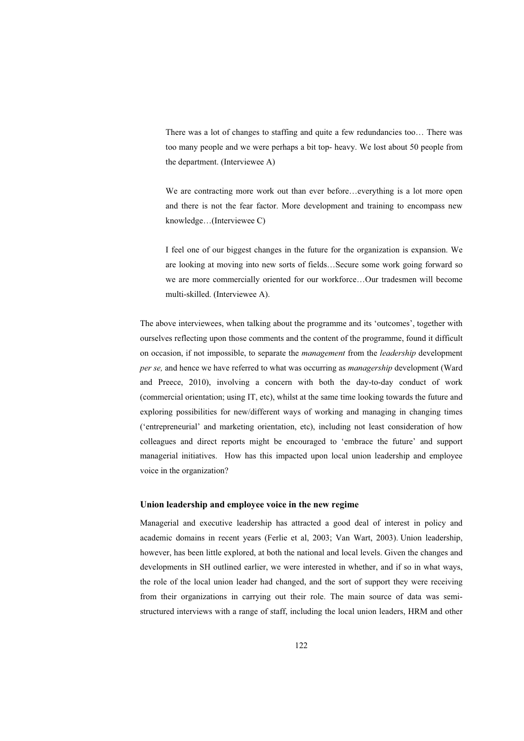> There was a lot of changes to staffing and quite a few redundancies too… There was too many people and we were perhaps a bit top- heavy. We lost about 50 people from the department. (Interviewee A)

> We are contracting more work out than ever before…everything is a lot more open and there is not the fear factor. More development and training to encompass new knowledge…(Interviewee C)

> I feel one of our biggest changes in the future for the organization is expansion. We are looking at moving into new sorts of fields…Secure some work going forward so we are more commercially oriented for our workforce…Our tradesmen will become multi-skilled. (Interviewee A).

The above interviewees, when talking about the programme and its 'outcomes', together with ourselves reflecting upon those comments and the content of the programme, found it difficult on occasion, if not impossible, to separate the *management* from the *leadership* development *per se,* and hence we have referred to what was occurring as *managership* development (Ward and Preece, 2010), involving a concern with both the day-to-day conduct of work (commercial orientation; using IT, etc), whilst at the same time looking towards the future and exploring possibilities for new/different ways of working and managing in changing times ('entrepreneurial' and marketing orientation, etc), including not least consideration of how colleagues and direct reports might be encouraged to 'embrace the future' and support managerial initiatives. How has this impacted upon local union leadership and employee voice in the organization?

### Union leadership and employee voice in the new regime

Managerial and executive leadership has attracted a good deal of interest in policy and academic domains in recent years (Ferlie et al, 2003; Van Wart, 2003). Union leadership, however, has been little explored, at both the national and local levels. Given the changes and developments in SH outlined earlier, we were interested in whether, and if so in what ways, the role of the local union leader had changed, and the sort of support they were receiving from their organizations in carrying out their role. The main source of data was semi-structured interviews with a range of staff, including the local union leaders, HRM and other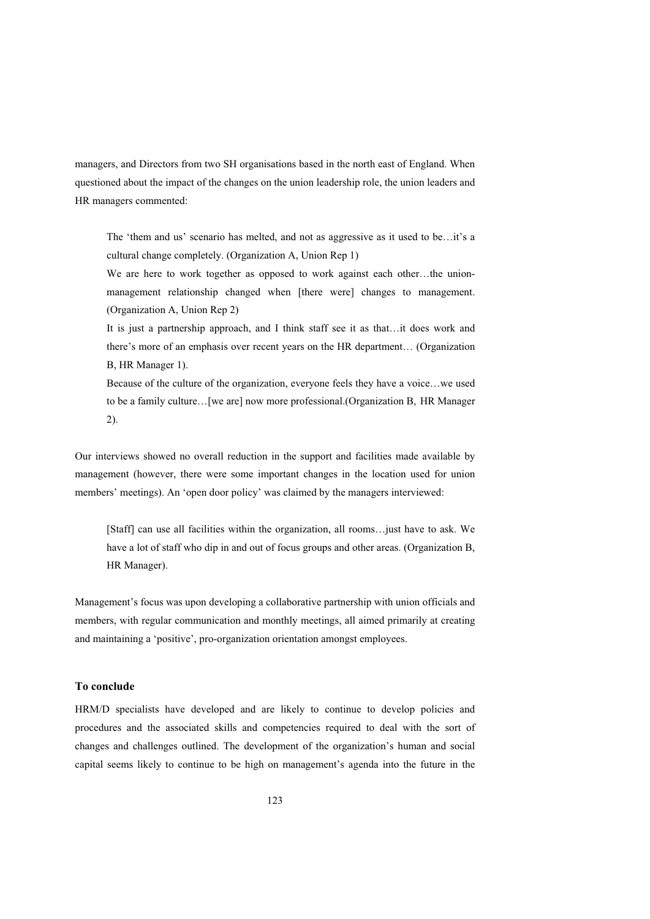managers, and Directors from two SH organisations based in the north east of England. When questioned about the impact of the changes on the union leadership role, the union leaders and HR managers commented:

> The 'them and us' scenario has melted, and not as aggressive as it used to be…it's a cultural change completely. (Organization A, Union Rep 1)
>
> We are here to work together as opposed to work against each other…the union-management relationship changed when [there were] changes to management. (Organization A, Union Rep 2)
>
> It is just a partnership approach, and I think staff see it as that…it does work and there's more of an emphasis over recent years on the HR department… (Organization B, HR Manager 1).
>
> Because of the culture of the organization, everyone feels they have a voice…we used to be a family culture…[we are] now more professional.(Organization B, HR Manager 2).

Our interviews showed no overall reduction in the support and facilities made available by management (however, there were some important changes in the location used for union members' meetings). An 'open door policy' was claimed by the managers interviewed:

> [Staff] can use all facilities within the organization, all rooms…just have to ask. We have a lot of staff who dip in and out of focus groups and other areas. (Organization B, HR Manager).

Management's focus was upon developing a collaborative partnership with union officials and members, with regular communication and monthly meetings, all aimed primarily at creating and maintaining a 'positive', pro-organization orientation amongst employees.

### To conclude

HRM/D specialists have developed and are likely to continue to develop policies and procedures and the associated skills and competencies required to deal with the sort of changes and challenges outlined. The development of the organization's human and social capital seems likely to continue to be high on management's agenda into the future in the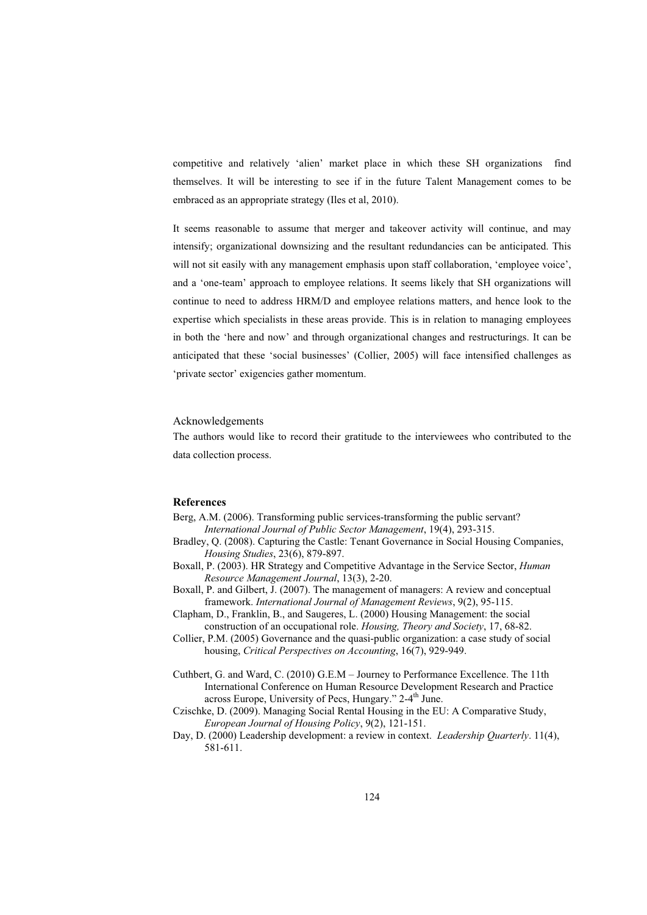competitive and relatively 'alien' market place in which these SH organizations find themselves. It will be interesting to see if in the future Talent Management comes to be embraced as an appropriate strategy (Iles et al, 2010).

It seems reasonable to assume that merger and takeover activity will continue, and may intensify; organizational downsizing and the resultant redundancies can be anticipated. This will not sit easily with any management emphasis upon staff collaboration, 'employee voice', and a 'one-team' approach to employee relations. It seems likely that SH organizations will continue to need to address HRM/D and employee relations matters, and hence look to the expertise which specialists in these areas provide. This is in relation to managing employees in both the 'here and now' and through organizational changes and restructurings. It can be anticipated that these 'social businesses' (Collier, 2005) will face intensified challenges as 'private sector' exigencies gather momentum.

## Acknowledgements

The authors would like to record their gratitude to the interviewees who contributed to the data collection process.

## References

Berg, A.M. (2006). Transforming public services-transforming the public servant? *International Journal of Public Sector Management*, 19(4), 293-315.

Bradley, Q. (2008). Capturing the Castle: Tenant Governance in Social Housing Companies, *Housing Studies*, 23(6), 879-897.

Boxall, P. (2003). HR Strategy and Competitive Advantage in the Service Sector, *Human Resource Management Journal*, 13(3), 2-20.

Boxall, P. and Gilbert, J. (2007). The management of managers: A review and conceptual framework. *International Journal of Management Reviews*, 9(2), 95-115.

Clapham, D., Franklin, B., and Saugeres, L. (2000) Housing Management: the social construction of an occupational role. *Housing, Theory and Society*, 17, 68-82.

Collier, P.M. (2005) Governance and the quasi-public organization: a case study of social housing, *Critical Perspectives on Accounting*, 16(7), 929-949.

Cuthbert, G. and Ward, C. (2010) G.E.M – Journey to Performance Excellence. The 11th International Conference on Human Resource Development Research and Practice across Europe, University of Pecs, Hungary." 2-4th June.

Czischke, D. (2009). Managing Social Rental Housing in the EU: A Comparative Study, *European Journal of Housing Policy*, 9(2), 121-151.

Day, D. (2000) Leadership development: a review in context. *Leadership Quarterly*. 11(4), 581-611.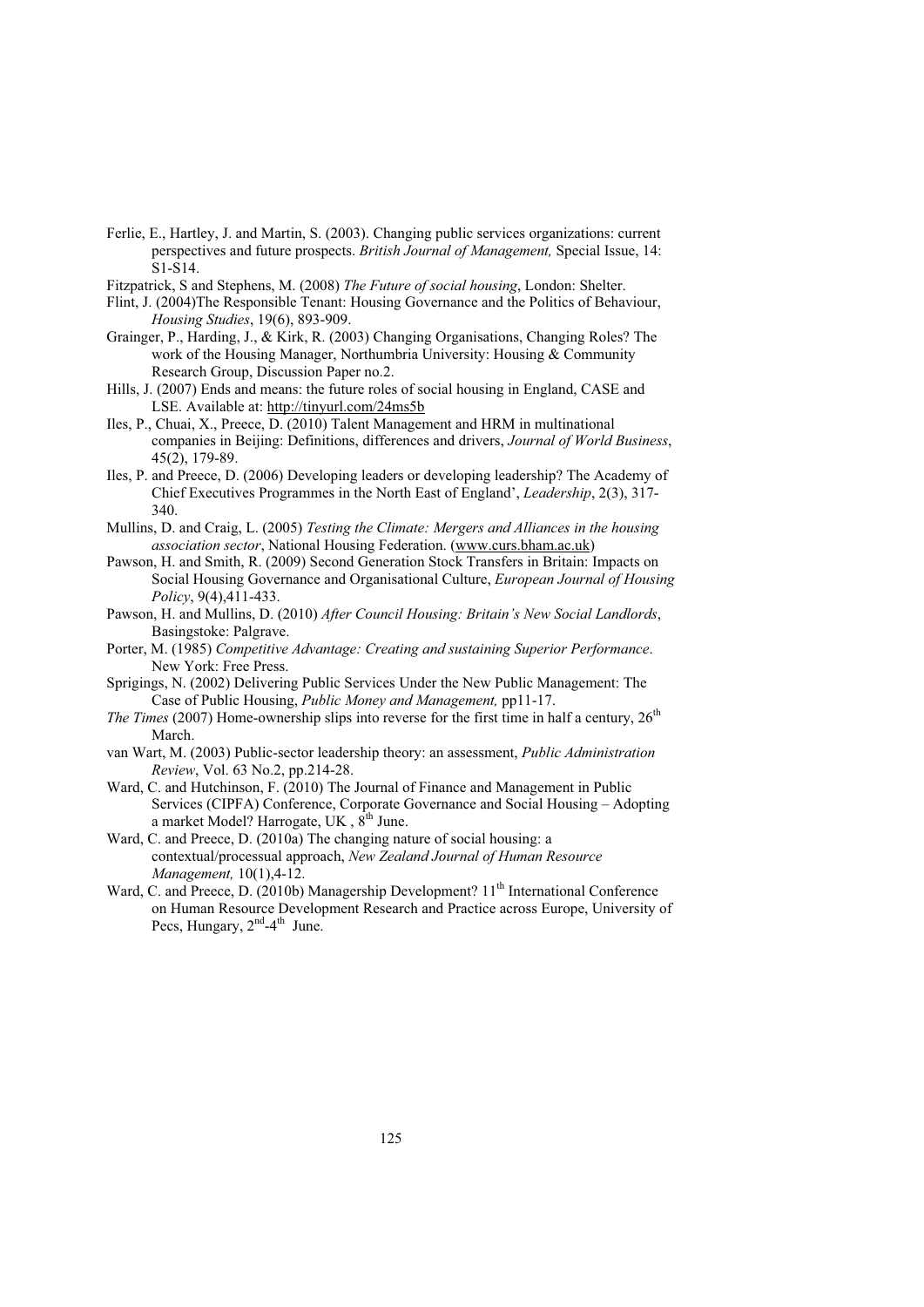Ferlie, E., Hartley, J. and Martin, S. (2003). Changing public services organizations: current perspectives and future prospects. *British Journal of Management,* Special Issue, 14: S1-S14.

Fitzpatrick, S and Stephens, M. (2008) *The Future of social housing*, London: Shelter.

Flint, J. (2004)The Responsible Tenant: Housing Governance and the Politics of Behaviour, *Housing Studies*, 19(6), 893-909.

Grainger, P., Harding, J., & Kirk, R. (2003) Changing Organisations, Changing Roles? The work of the Housing Manager, Northumbria University: Housing & Community Research Group, Discussion Paper no.2.

Hills, J. (2007) Ends and means: the future roles of social housing in England, CASE and LSE. Available at: http://tinyurl.com/24ms5b

Iles, P., Chuai, X., Preece, D. (2010) Talent Management and HRM in multinational companies in Beijing: Definitions, differences and drivers, *Journal of World Business*, 45(2), 179-89.

Iles, P. and Preece, D. (2006) Developing leaders or developing leadership? The Academy of Chief Executives Programmes in the North East of England', *Leadership*, 2(3), 317-340.

Mullins, D. and Craig, L. (2005) *Testing the Climate: Mergers and Alliances in the housing association sector*, National Housing Federation. (www.curs.bham.ac.uk)

Pawson, H. and Smith, R. (2009) Second Generation Stock Transfers in Britain: Impacts on Social Housing Governance and Organisational Culture, *European Journal of Housing Policy*, 9(4),411-433.

Pawson, H. and Mullins, D. (2010) *After Council Housing: Britain's New Social Landlords*, Basingstoke: Palgrave.

Porter, M. (1985) *Competitive Advantage: Creating and sustaining Superior Performance*. New York: Free Press.

Sprigings, N. (2002) Delivering Public Services Under the New Public Management: The Case of Public Housing, *Public Money and Management,* pp11-17.

*The Times* (2007) Home-ownership slips into reverse for the first time in half a century, 26th March.

van Wart, M. (2003) Public-sector leadership theory: an assessment, *Public Administration Review*, Vol. 63 No.2, pp.214-28.

Ward, C. and Hutchinson, F. (2010) The Journal of Finance and Management in Public Services (CIPFA) Conference, Corporate Governance and Social Housing – Adopting a market Model? Harrogate, UK , 8th June.

Ward, C. and Preece, D. (2010a) The changing nature of social housing: a contextual/processual approach, *New Zealand Journal of Human Resource Management,* 10(1),4-12.

Ward, C. and Preece, D. (2010b) Managership Development? 11th International Conference on Human Resource Development Research and Practice across Europe, University of Pecs, Hungary, 2nd-4th June.